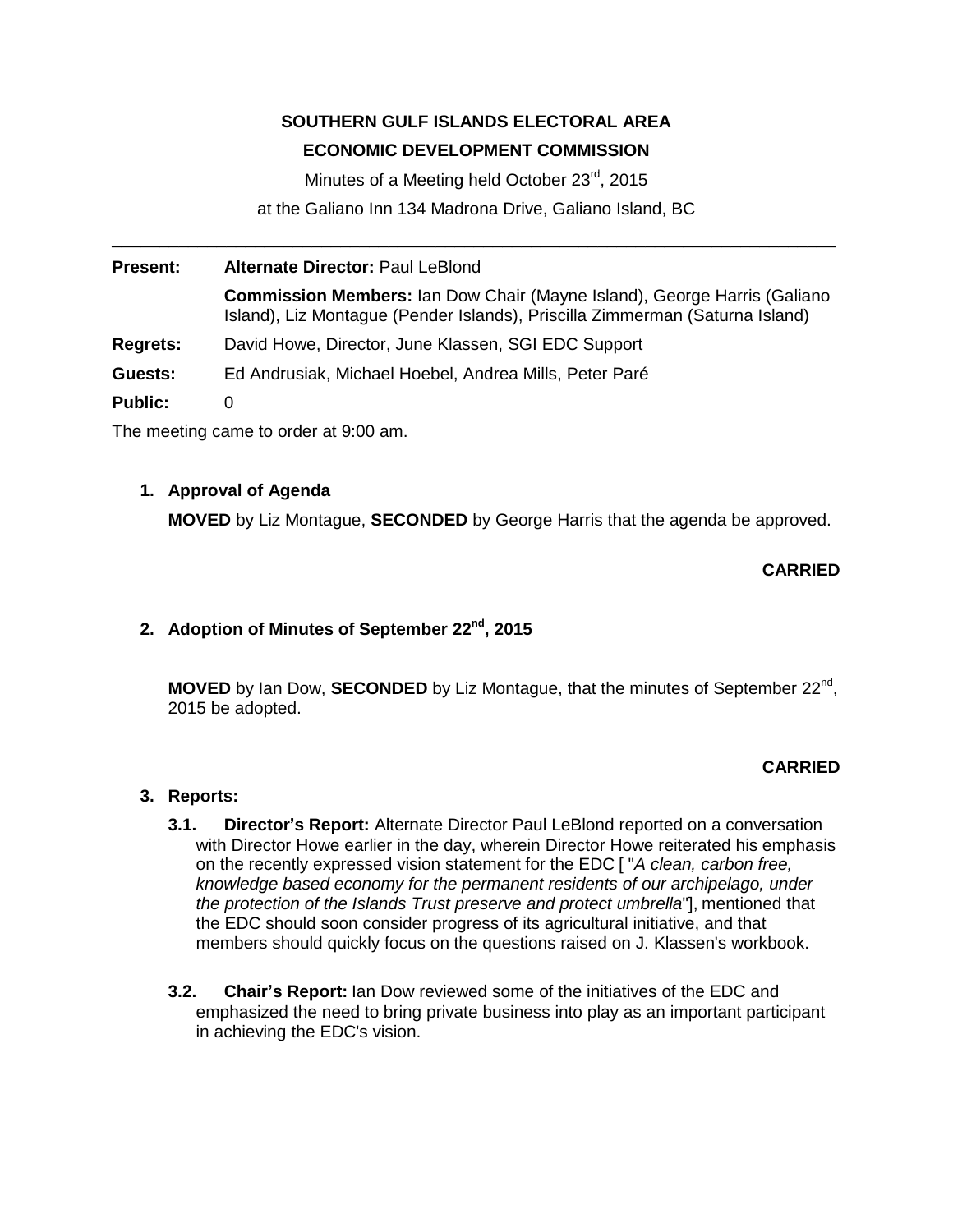**SOUTHERN GULF ISLANDS ELECTORAL AREA**

**ECONOMIC DEVELOPMENT COMMISSION**

Minutes of a Meeting held October 23rd, 2015

at the Galiano Inn 134 Madrona Drive, Galiano Island, BC

---

**Present:** **Alternate Director:** Paul LeBlond

**Commission Members:** Ian Dow Chair (Mayne Island), George Harris (Galiano Island), Liz Montague (Pender Islands), Priscilla Zimmerman (Saturna Island)

**Regrets:** David Howe, Director, June Klassen, SGI EDC Support

**Guests:** Ed Andrusiak, Michael Hoebel, Andrea Mills, Peter Paré

**Public:** 0

The meeting came to order at 9:00 am.

1. **Approval of Agenda**

   **MOVED** by Liz Montague, **SECONDED** by George Harris that the agenda be approved.

   **CARRIED**

2. **Adoption of Minutes of September 22nd, 2015**

   **MOVED** by Ian Dow, **SECONDED** by Liz Montague, that the minutes of September 22nd, 2015 be adopted.

   **CARRIED**

3. **Reports:**

   **3.1. Director's Report:** Alternate Director Paul LeBlond reported on a conversation with Director Howe earlier in the day, wherein Director Howe reiterated his emphasis on the recently expressed vision statement for the EDC [ "*A clean, carbon free, knowledge based economy for the permanent residents of our archipelago, under the protection of the Islands Trust preserve and protect umbrella*"], mentioned that the EDC should soon consider progress of its agricultural initiative, and that members should quickly focus on the questions raised on J. Klassen's workbook.

   **3.2. Chair's Report:** Ian Dow reviewed some of the initiatives of the EDC and emphasized the need to bring private business into play as an important participant in achieving the EDC's vision.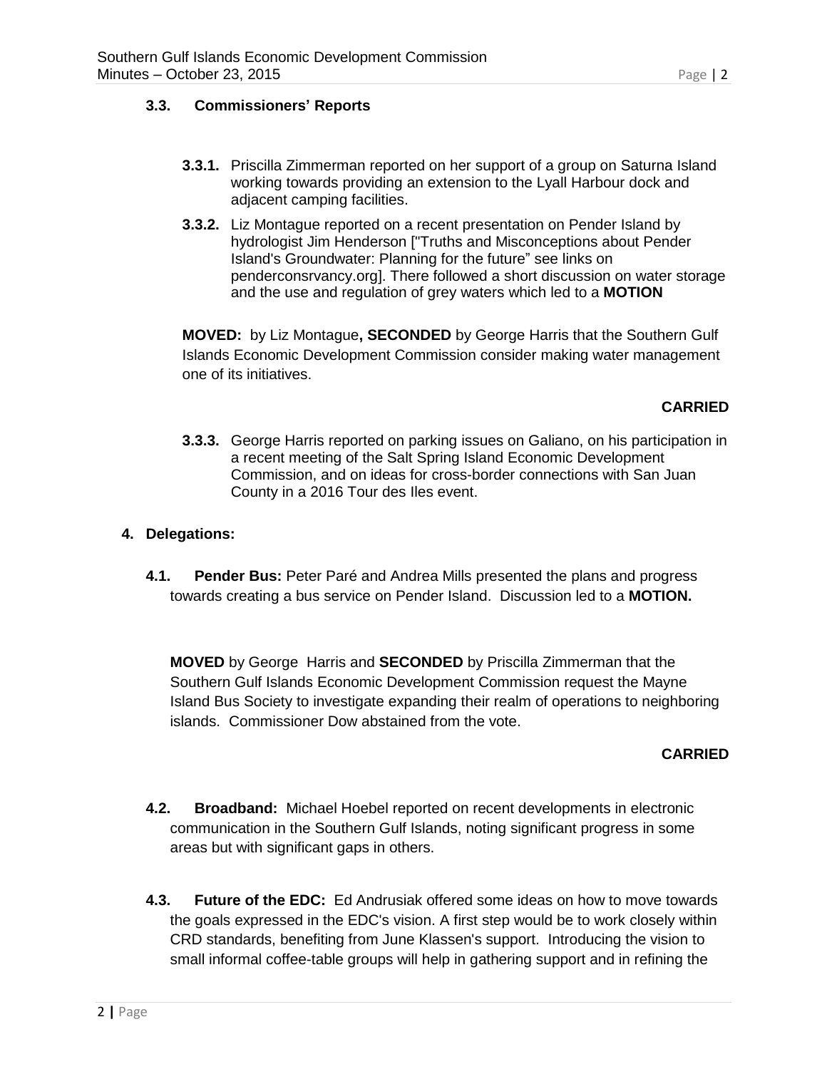### 3.3. Commissioners' Reports

**3.3.1.** Priscilla Zimmerman reported on her support of a group on Saturna Island working towards providing an extension to the Lyall Harbour dock and adjacent camping facilities.

**3.3.2.** Liz Montague reported on a recent presentation on Pender Island by hydrologist Jim Henderson ["Truths and Misconceptions about Pender Island's Groundwater: Planning for the future" see links on penderconsrvancy.org]. There followed a short discussion on water storage and the use and regulation of grey waters which led to a **MOTION**

**MOVED:** by Liz Montague**, SECONDED** by George Harris that the Southern Gulf Islands Economic Development Commission consider making water management one of its initiatives.

**CARRIED**

**3.3.3.** George Harris reported on parking issues on Galiano, on his participation in a recent meeting of the Salt Spring Island Economic Development Commission, and on ideas for cross-border connections with San Juan County in a 2016 Tour des Iles event.

## 4. Delegations:

**4.1. Pender Bus:** Peter Paré and Andrea Mills presented the plans and progress towards creating a bus service on Pender Island. Discussion led to a **MOTION.**

**MOVED** by George Harris and **SECONDED** by Priscilla Zimmerman that the Southern Gulf Islands Economic Development Commission request the Mayne Island Bus Society to investigate expanding their realm of operations to neighboring islands. Commissioner Dow abstained from the vote.

**CARRIED**

**4.2. Broadband:** Michael Hoebel reported on recent developments in electronic communication in the Southern Gulf Islands, noting significant progress in some areas but with significant gaps in others.

**4.3. Future of the EDC:** Ed Andrusiak offered some ideas on how to move towards the goals expressed in the EDC's vision. A first step would be to work closely within CRD standards, benefiting from June Klassen's support. Introducing the vision to small informal coffee-table groups will help in gathering support and in refining the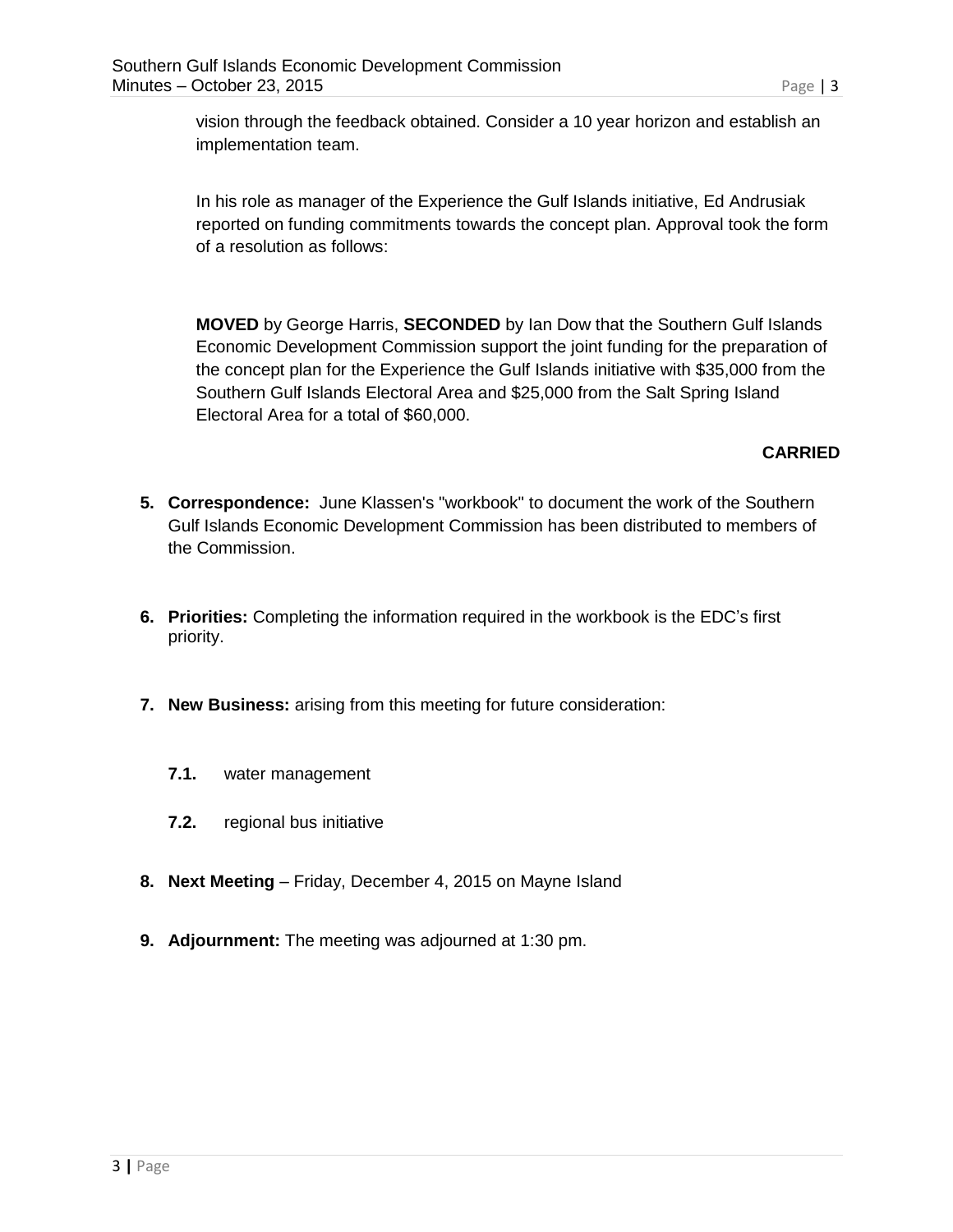vision through the feedback obtained. Consider a 10 year horizon and establish an implementation team.

In his role as manager of the Experience the Gulf Islands initiative, Ed Andrusiak reported on funding commitments towards the concept plan. Approval took the form of a resolution as follows:

**MOVED** by George Harris, **SECONDED** by Ian Dow that the Southern Gulf Islands Economic Development Commission support the joint funding for the preparation of the concept plan for the Experience the Gulf Islands initiative with $35,000 from the Southern Gulf Islands Electoral Area and $25,000 from the Salt Spring Island Electoral Area for a total of $60,000.

**CARRIED**

5. **Correspondence:** June Klassen's "workbook" to document the work of the Southern Gulf Islands Economic Development Commission has been distributed to members of the Commission.

6. **Priorities:** Completing the information required in the workbook is the EDC's first priority.

7. **New Business:** arising from this meeting for future consideration:

   **7.1.** water management

   **7.2.** regional bus initiative

8. **Next Meeting** – Friday, December 4, 2015 on Mayne Island

9. **Adjournment:** The meeting was adjourned at 1:30 pm.